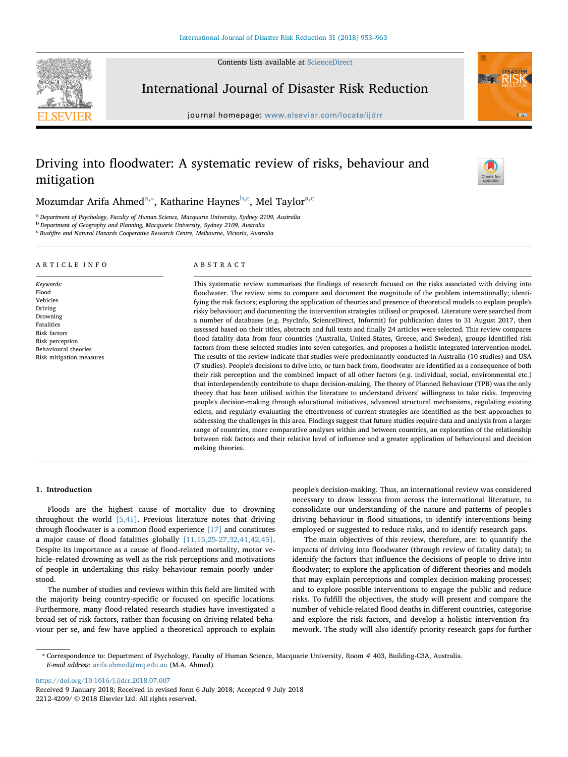# Driving into floodwater: A systematic review of risks, behaviour and mitigation

Mozumdar Arifa Ahmed[a,*], Katharine Haynes[b,c], Mel Taylor[a,c]

[a] Department of Psychology, Faculty of Human Science, Macquarie University, Sydney 2109, Australia
[b] Department of Geography and Planning, Macquarie University, Sydney 2109, Australia
[c] Bushfire and Natural Hazards Cooperative Research Centre, Melbourne, Victoria, Australia

## ARTICLE INFO

*Keywords:*
Flood
Vehicles
Driving
Drowning
Fatalities
Risk factors
Risk perception
Behavioural theories
Risk mitigation measures

## ABSTRACT

This systematic review summarises the findings of research focused on the risks associated with driving into floodwater. The review aims to compare and document the magnitude of the problem internationally; identifying the risk factors; exploring the application of theories and presence of theoretical models to explain people's risky behaviour; and documenting the intervention strategies utilised or proposed. Literature were searched from a number of databases (e.g. PsycInfo, ScienceDirect, Informit) for publication dates to 31 August 2017, then assessed based on their titles, abstracts and full texts and finally 24 articles were selected. This review compares flood fatality data from four countries (Australia, United States, Greece, and Sweden), groups identified risk factors from these selected studies into seven categories, and proposes a holistic integrated intervention model. The results of the review indicate that studies were predominantly conducted in Australia (10 studies) and USA (7 studies). People's decisions to drive into, or turn back from, floodwater are identified as a consequence of both their risk perception and the combined impact of all other factors (e.g. individual, social, environmental etc.) that interdependently contribute to shape decision-making, The theory of Planned Behaviour (TPB) was the only theory that has been utilised within the literature to understand drivers' willingness to take risks. Improving people's decision-making through educational initiatives, advanced structural mechanisms, regulating existing edicts, and regularly evaluating the effectiveness of current strategies are identified as the best approaches to addressing the challenges in this area. Findings suggest that future studies require data and analysis from a larger range of countries, more comparative analyses within and between countries, an exploration of the relationship between risk factors and their relative level of influence and a greater application of behavioural and decision making theories.

## 1. Introduction

Floods are the highest cause of mortality due to drowning throughout the world [5,41]. Previous literature notes that driving through floodwater is a common flood experience [17] and constitutes a major cause of flood fatalities globally [11,15,25-27,32,41,42,45]. Despite its importance as a cause of flood-related mortality, motor vehicle–related drowning as well as the risk perceptions and motivations of people in undertaking this risky behaviour remain poorly understood.

The number of studies and reviews within this field are limited with the majority being country-specific or focused on specific locations. Furthermore, many flood-related research studies have investigated a broad set of risk factors, rather than focusing on driving-related behaviour per se, and few have applied a theoretical approach to explain people's decision-making. Thus, an international review was considered necessary to draw lessons from across the international literature, to consolidate our understanding of the nature and patterns of people's driving behaviour in flood situations, to identify interventions being employed or suggested to reduce risks, and to identify research gaps.

The main objectives of this review, therefore, are: to quantify the impacts of driving into floodwater (through review of fatality data); to identify the factors that influence the decisions of people to drive into floodwater; to explore the application of different theories and models that may explain perceptions and complex decision-making processes; and to explore possible interventions to engage the public and reduce risks. To fulfill the objectives, the study will present and compare the number of vehicle-related flood deaths in different countries, categorise and explore the risk factors, and develop a holistic intervention framework. The study will also identify priority research gaps for further

* Correspondence to: Department of Psychology, Faculty of Human Science, Macquarie University, Room # 403, Building-C3A, Australia.
*E-mail address:* arifa.ahmed@mq.edu.au (M.A. Ahmed).

https://doi.org/10.1016/j.ijdrr.2018.07.007
Received 9 January 2018; Received in revised form 6 July 2018; Accepted 9 July 2018
2212-4209/ © 2018 Elsevier Ltd. All rights reserved.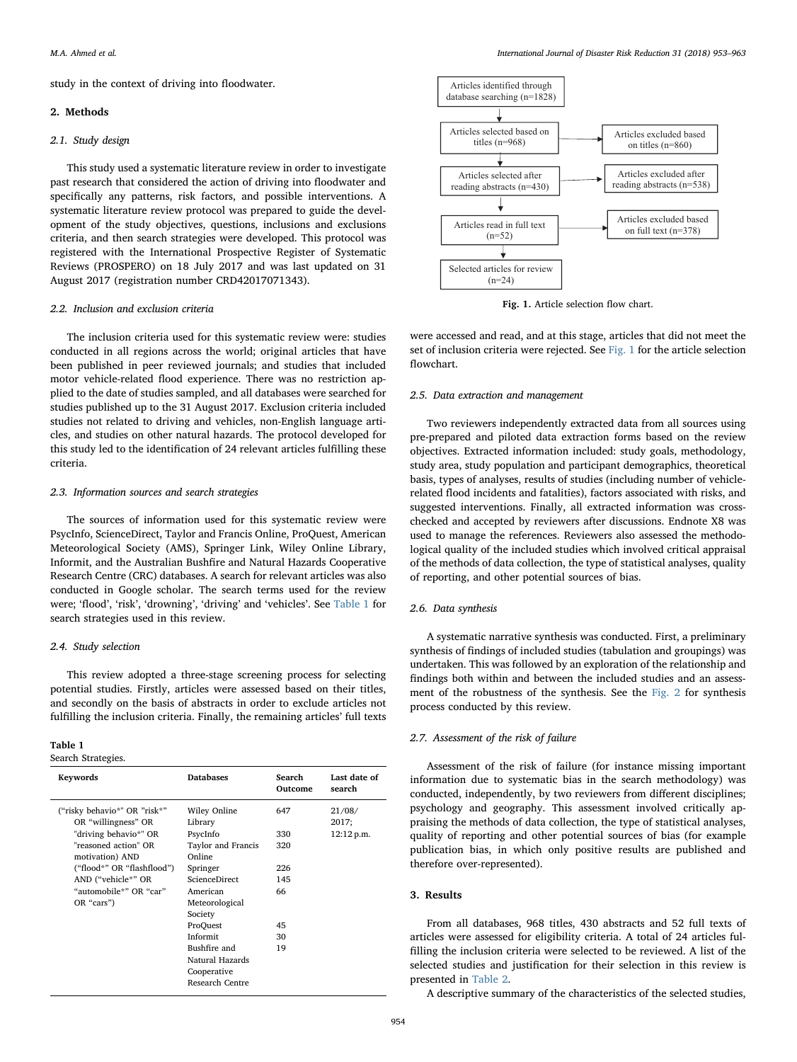study in the context of driving into floodwater.

## 2. Methods

### 2.1. Study design

This study used a systematic literature review in order to investigate past research that considered the action of driving into floodwater and specifically any patterns, risk factors, and possible interventions. A systematic literature review protocol was prepared to guide the development of the study objectives, questions, inclusions and exclusions criteria, and then search strategies were developed. This protocol was registered with the International Prospective Register of Systematic Reviews (PROSPERO) on 18 July 2017 and was last updated on 31 August 2017 (registration number CRD42017071343).

### 2.2. Inclusion and exclusion criteria

The inclusion criteria used for this systematic review were: studies conducted in all regions across the world; original articles that have been published in peer reviewed journals; and studies that included motor vehicle-related flood experience. There was no restriction applied to the date of studies sampled, and all databases were searched for studies published up to the 31 August 2017. Exclusion criteria included studies not related to driving and vehicles, non-English language articles, and studies on other natural hazards. The protocol developed for this study led to the identification of 24 relevant articles fulfilling these criteria.

### 2.3. Information sources and search strategies

The sources of information used for this systematic review were PsycInfo, ScienceDirect, Taylor and Francis Online, ProQuest, American Meteorological Society (AMS), Springer Link, Wiley Online Library, Informit, and the Australian Bushfire and Natural Hazards Cooperative Research Centre (CRC) databases. A search for relevant articles was also conducted in Google scholar. The search terms used for the review were; 'flood', 'risk', 'drowning', 'driving' and 'vehicles'. See Table 1 for search strategies used in this review.

### 2.4. Study selection

This review adopted a three-stage screening process for selecting potential studies. Firstly, articles were assessed based on their titles, and secondly on the basis of abstracts in order to exclude articles not fulfilling the inclusion criteria. Finally, the remaining articles' full texts were accessed and read, and at this stage, articles that did not meet the set of inclusion criteria were rejected. See Fig. 1 for the article selection flowchart.

**Table 1**
Search Strategies.

| Keywords | Databases | Search Outcome | Last date of search |
|---|---|---|---|
| ("risky behavio*" OR "risk*" OR "willingness" OR "driving behavio*" OR "reasoned action" OR motivation) AND ("flood*" OR "flashflood") AND ("vehicle*" OR "automobile*" OR "car" OR "cars") | Wiley Online Library | 647 | 21/08/2017; 12:12 p.m. |
| | PsycInfo | 330 | |
| | Taylor and Francis Online | 320 | |
| | Springer | 226 | |
| | ScienceDirect | 145 | |
| | American Meteorological Society | 66 | |
| | ProQuest | 45 | |
| | Informit | 30 | |
| | Bushfire and Natural Hazards Cooperative Research Centre | 19 | |

Articles identified through database searching (n=1828)

Articles selected based on titles (n=968)

Articles excluded based on titles (n=860)

Articles selected after reading abstracts (n=430)

Articles excluded after reading abstracts (n=538)

Articles read in full text (n=52)

Articles excluded based on full text (n=378)

Selected articles for review (n=24)

**Fig. 1.** Article selection flow chart.

### 2.5. Data extraction and management

Two reviewers independently extracted data from all sources using pre-prepared and piloted data extraction forms based on the review objectives. Extracted information included: study goals, methodology, study area, study population and participant demographics, theoretical basis, types of analyses, results of studies (including number of vehicle-related flood incidents and fatalities), factors associated with risks, and suggested interventions. Finally, all extracted information was cross-checked and accepted by reviewers after discussions. Endnote X8 was used to manage the references. Reviewers also assessed the methodological quality of the included studies which involved critical appraisal of the methods of data collection, the type of statistical analyses, quality of reporting, and other potential sources of bias.

### 2.6. Data synthesis

A systematic narrative synthesis was conducted. First, a preliminary synthesis of findings of included studies (tabulation and groupings) was undertaken. This was followed by an exploration of the relationship and findings both within and between the included studies and an assessment of the robustness of the synthesis. See the Fig. 2 for synthesis process conducted by this review.

### 2.7. Assessment of the risk of failure

Assessment of the risk of failure (for instance missing important information due to systematic bias in the search methodology) was conducted, independently, by two reviewers from different disciplines; psychology and geography. This assessment involved critically appraising the methods of data collection, the type of statistical analyses, quality of reporting and other potential sources of bias (for example publication bias, in which only positive results are published and therefore over-represented).

## 3. Results

From all databases, 968 titles, 430 abstracts and 52 full texts of articles were assessed for eligibility criteria. A total of 24 articles fulfilling the inclusion criteria were selected to be reviewed. A list of the selected studies and justification for their selection in this review is presented in Table 2.

A descriptive summary of the characteristics of the selected studies,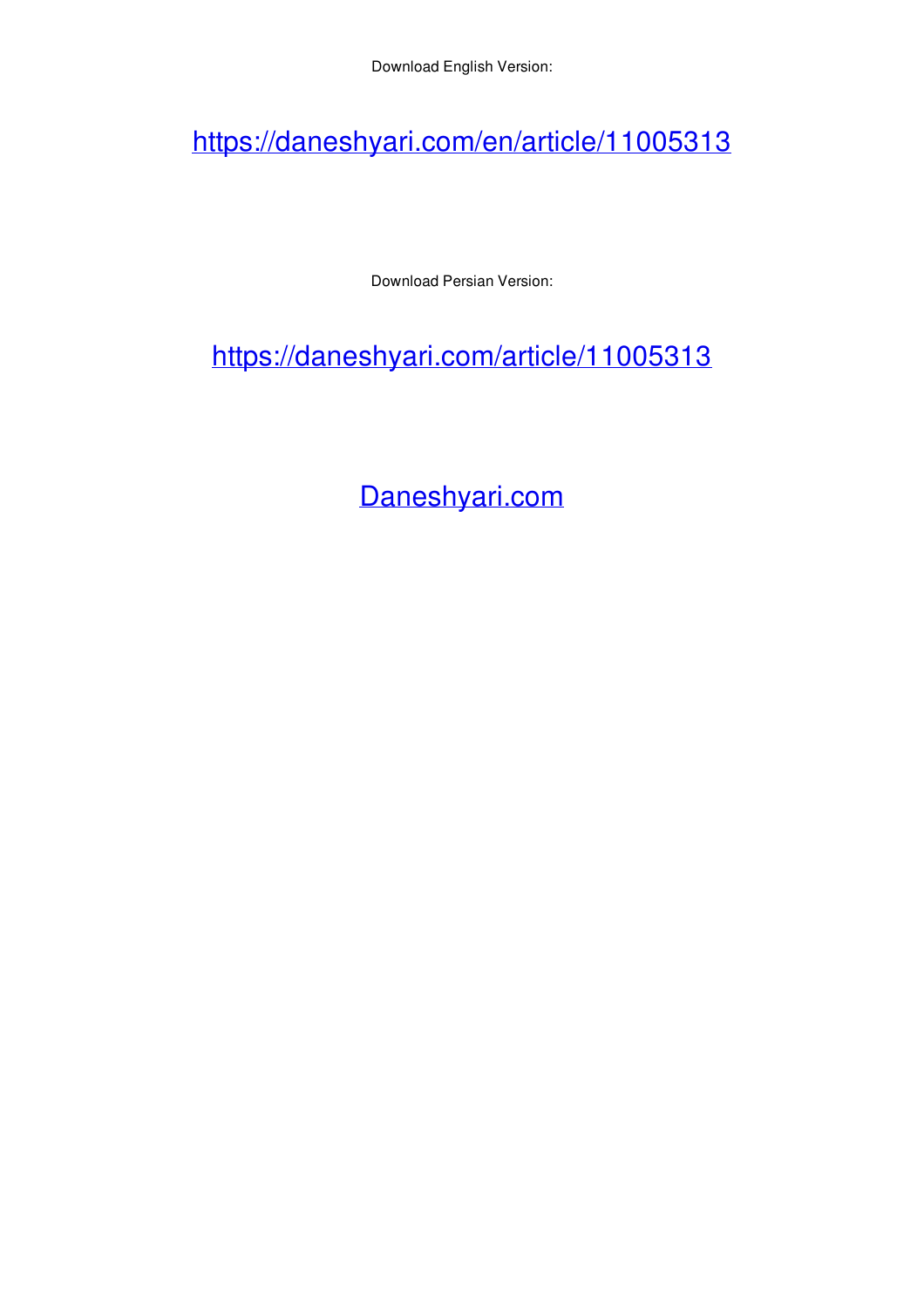Download English Version:

[https://daneshyari.com/en/article/11005313](https://daneshyari.com/en/article/11005313)

Download Persian Version:

[https://daneshyari.com/article/11005313](https://daneshyari.com/article/11005313)

[Daneshyari.com](https://daneshyari.com)